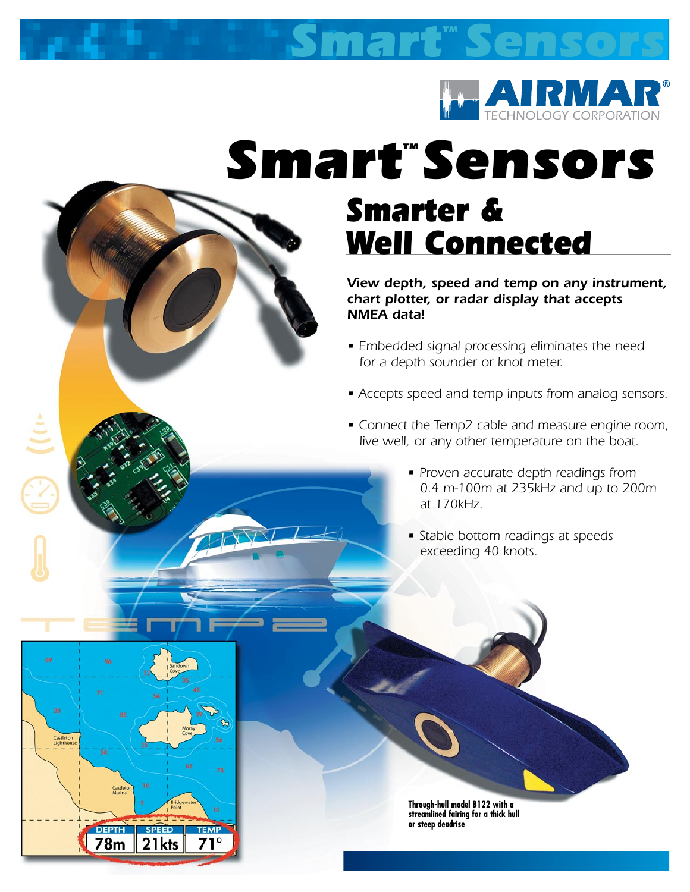# Smart™ Sensors

AIRMAR® TECHNOLOGY CORPORATION

# Smart™ Sensors

## Smarter & Well Connected

***View depth, speed and temp on any instrument, chart plotter, or radar display that accepts NMEA data!***

- *Embedded signal processing eliminates the need for a depth sounder or knot meter.*
- *Accepts speed and temp inputs from analog sensors.*
- *Connect the Temp2 cable and measure engine room, live well, or any other temperature on the boat.*
- *Proven accurate depth readings from 0.4 m-100m at 235kHz and up to 200m at 170kHz.*
- *Stable bottom readings at speeds exceeding 40 knots.*

TEMP2

| DEPTH | SPEED | TEMP |
|---|---|---|
| 78m | 21kts | 71° |

**Through-hull model B122 with a streamlined fairing for a thick hull or steep deadrise**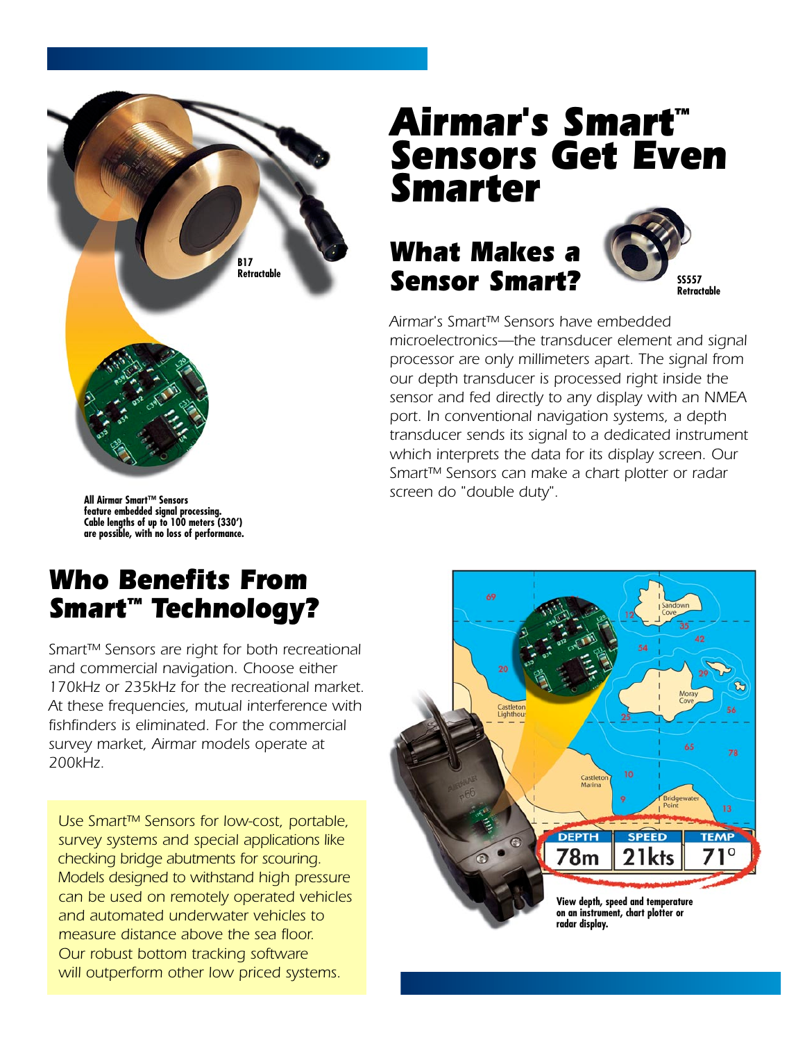# Airmar's Smart™ Sensors Get Even Smarter

B17 Retractable

All Airmar Smart™ Sensors feature embedded signal processing. Cable lengths of up to 100 meters (330') are possible, with no loss of performance.

## What Makes a Sensor Smart?

SS557 Retractable

*Airmar's Smart™ Sensors have embedded microelectronics—the transducer element and signal processor are only millimeters apart. The signal from our depth transducer is processed right inside the sensor and fed directly to any display with an NMEA port. In conventional navigation systems, a depth transducer sends its signal to a dedicated instrument which interprets the data for its display screen. Our Smart™ Sensors can make a chart plotter or radar screen do "double duty".*

## Who Benefits From Smart™ Technology?

*Smart™ Sensors are right for both recreational and commercial navigation. Choose either 170kHz or 235kHz for the recreational market. At these frequencies, mutual interference with fishfinders is eliminated. For the commercial survey market, Airmar models operate at 200kHz.*

*Use Smart™ Sensors for low-cost, portable, survey systems and special applications like checking bridge abutments for scouring. Models designed to withstand high pressure can be used on remotely operated vehicles and automated underwater vehicles to measure distance above the sea floor. Our robust bottom tracking software will outperform other low priced systems.*

| DEPTH | SPEED | TEMP |
| --- | --- | --- |
| 78m | 21kts | 71° |

View depth, speed and temperature on an instrument, chart plotter or radar display.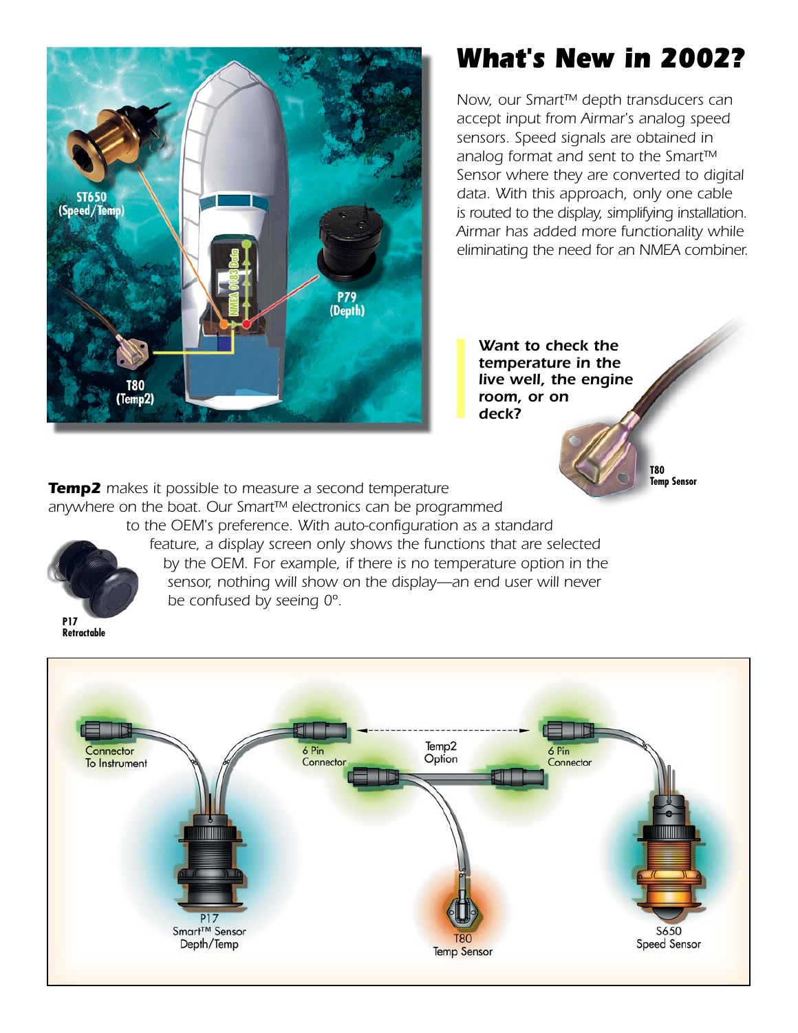## What's New in 2002?

*Now, our Smart™ depth transducers can accept input from Airmar's analog speed sensors. Speed signals are obtained in analog format and sent to the Smart™ Sensor where they are converted to digital data. With this approach, only one cable is routed to the display, simplifying installation. Airmar has added more functionality while eliminating the need for an NMEA combiner.*

ST650 (Speed/Temp)

P79 (Depth)

T80 (Temp2)

NMEA 0183 Data

***Want to check the temperature in the live well, the engine room, or on deck?***

T80 Temp Sensor

***Temp2*** *makes it possible to measure a second temperature anywhere on the boat. Our Smart™ electronics can be programmed to the OEM's preference. With auto-configuration as a standard feature, a display screen only shows the functions that are selected by the OEM. For example, if there is no temperature option in the sensor, nothing will show on the display—an end user will never be confused by seeing 0°.*

P17 Retractable

Connector To Instrument

6 Pin Connector

Temp2 Option

6 Pin Connector

P17 Smart™ Sensor Depth/Temp

T80 Temp Sensor

S650 Speed Sensor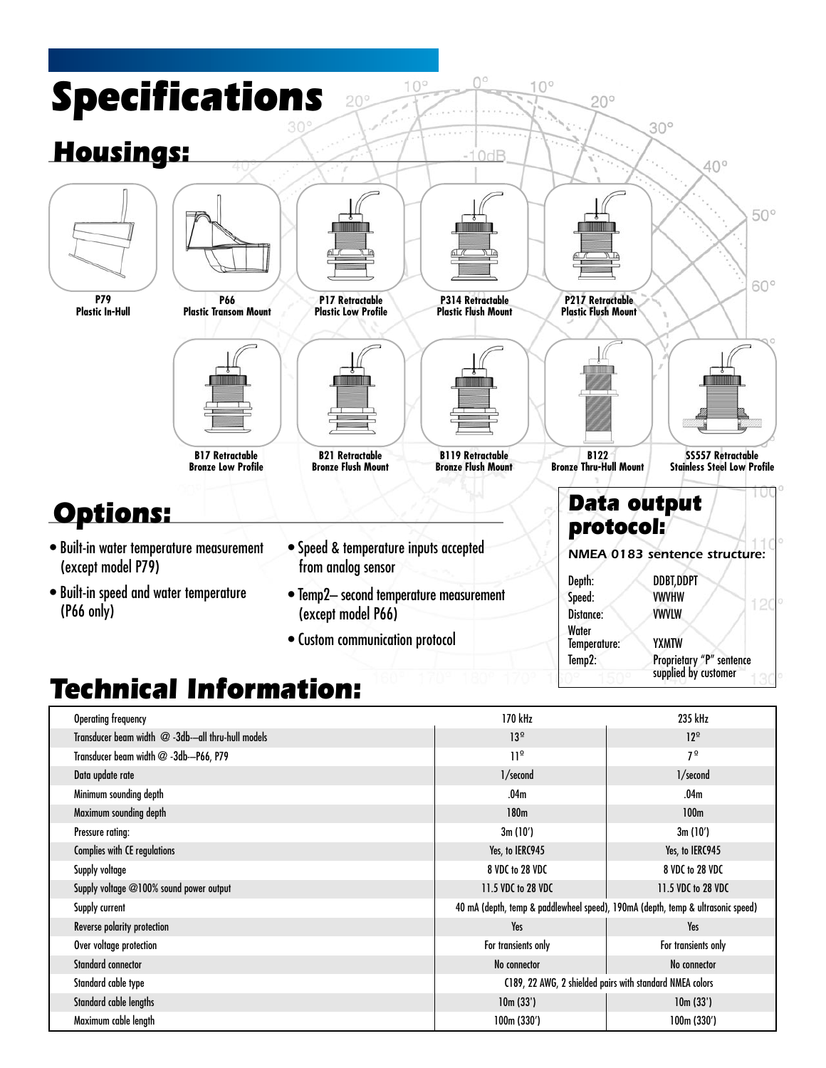# Specifications

## Housings:

**P79**
**Plastic In-Hull**

**P66**
**Plastic Transom Mount**

**P17 Retractable**
**Plastic Low Profile**

**P314 Retractable**
**Plastic Flush Mount**

**P217 Retractable**
**Plastic Flush Mount**

**B17 Retractable**
**Bronze Low Profile**

**B21 Retractable**
**Bronze Flush Mount**

**B119 Retractable**
**Bronze Flush Mount**

**B122**
**Bronze Thru-Hull Mount**

**SS557 Retractable**
**Stainless Steel Low Profile**

## Options:

- Built-in water temperature measurement (except model P79)
- Built-in speed and water temperature (P66 only)
- Speed & temperature inputs accepted from analog sensor
- Temp2– second temperature measurement (except model P66)
- Custom communication protocol

## Data output protocol:

*NMEA 0183 sentence structure:*

| | |
|---|---|
| Depth: | DDBT,DDPT |
| Speed: | VWVHW |
| Distance: | VWVLW |
| Water Temperature: | YXMTW |
| Temp2: | Proprietary "P" sentence supplied by customer |

## Technical Information:

| | | |
|---|---|---|
| Operating frequency | 170 kHz | 235 kHz |
| Transducer beam width @ -3db-–all thru-hull models | 13º | 12º |
| Transducer beam width @ -3db–P66, P79 | 11º | 7º |
| Data update rate | 1/second | 1/second |
| Minimum sounding depth | .04m | .04m |
| Maximum sounding depth | 180m | 100m |
| Pressure rating: | 3m (10') | 3m (10') |
| Complies with CE regulations | Yes, to IERC945 | Yes, to IERC945 |
| Supply voltage | 8 VDC to 28 VDC | 8 VDC to 28 VDC |
| Supply voltage @100% sound power output | 11.5 VDC to 28 VDC | 11.5 VDC to 28 VDC |
| Supply current | 40 mA (depth, temp & paddlewheel speed), 190mA (depth, temp & ultrasonic speed) | |
| Reverse polarity protection | Yes | Yes |
| Over voltage protection | For transients only | For transients only |
| Standard connector | No connector | No connector |
| Standard cable type | C189, 22 AWG, 2 shielded pairs with standard NMEA colors | |
| Standard cable lengths | 10m (33') | 10m (33') |
| Maximum cable length | 100m (330') | 100m (330') |